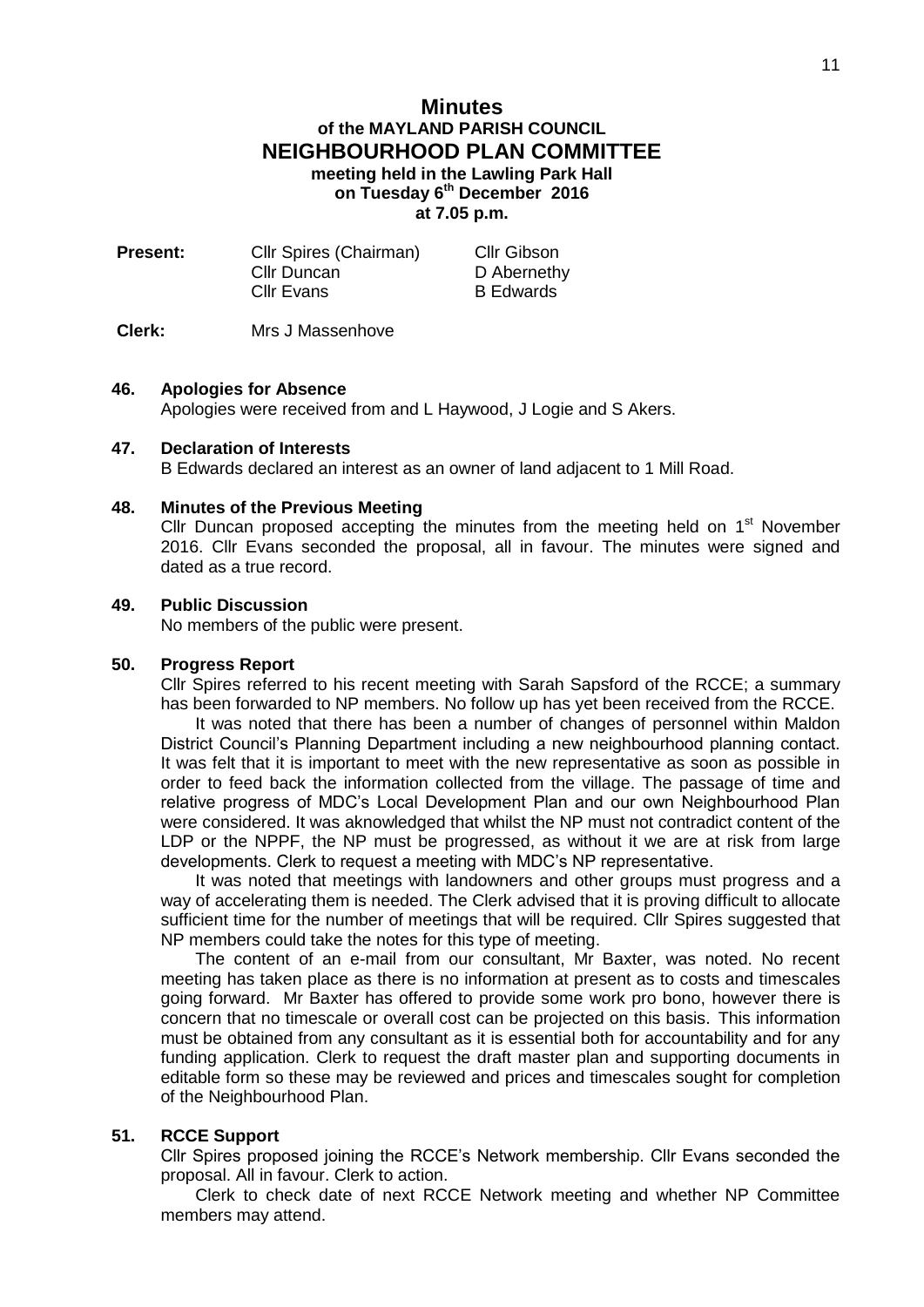# Minutes
## of the MAYLAND PARISH COUNCIL
# NEIGHBOURHOOD PLAN COMMITTEE
### meeting held in the Lawling Park Hall on Tuesday 6th December 2016 at 7.05 p.m.

| **Present:** | Cllr Spires (Chairman) | Cllr Gibson |
|---|---|---|
| | Cllr Duncan | D Abernethy |
| | Cllr Evans | B Edwards |

**Clerk:** Mrs J Massenhove

**46. Apologies for Absence**

Apologies were received from and L Haywood, J Logie and S Akers.

**47. Declaration of Interests**

B Edwards declared an interest as an owner of land adjacent to 1 Mill Road.

**48. Minutes of the Previous Meeting**

Cllr Duncan proposed accepting the minutes from the meeting held on 1st November 2016. Cllr Evans seconded the proposal, all in favour. The minutes were signed and dated as a true record.

**49. Public Discussion**

No members of the public were present.

**50. Progress Report**

Cllr Spires referred to his recent meeting with Sarah Sapsford of the RCCE; a summary has been forwarded to NP members. No follow up has yet been received from the RCCE.

It was noted that there has been a number of changes of personnel within Maldon District Council's Planning Department including a new neighbourhood planning contact. It was felt that it is important to meet with the new representative as soon as possible in order to feed back the information collected from the village. The passage of time and relative progress of MDC's Local Development Plan and our own Neighbourhood Plan were considered. It was aknowledged that whilst the NP must not contradict content of the LDP or the NPPF, the NP must be progressed, as without it we are at risk from large developments. Clerk to request a meeting with MDC's NP representative.

It was noted that meetings with landowners and other groups must progress and a way of accelerating them is needed. The Clerk advised that it is proving difficult to allocate sufficient time for the number of meetings that will be required. Cllr Spires suggested that NP members could take the notes for this type of meeting.

The content of an e-mail from our consultant, Mr Baxter, was noted. No recent meeting has taken place as there is no information at present as to costs and timescales going forward. Mr Baxter has offered to provide some work pro bono, however there is concern that no timescale or overall cost can be projected on this basis. This information must be obtained from any consultant as it is essential both for accountability and for any funding application. Clerk to request the draft master plan and supporting documents in editable form so these may be reviewed and prices and timescales sought for completion of the Neighbourhood Plan.

**51. RCCE Support**

Cllr Spires proposed joining the RCCE's Network membership. Cllr Evans seconded the proposal. All in favour. Clerk to action.

Clerk to check date of next RCCE Network meeting and whether NP Committee members may attend.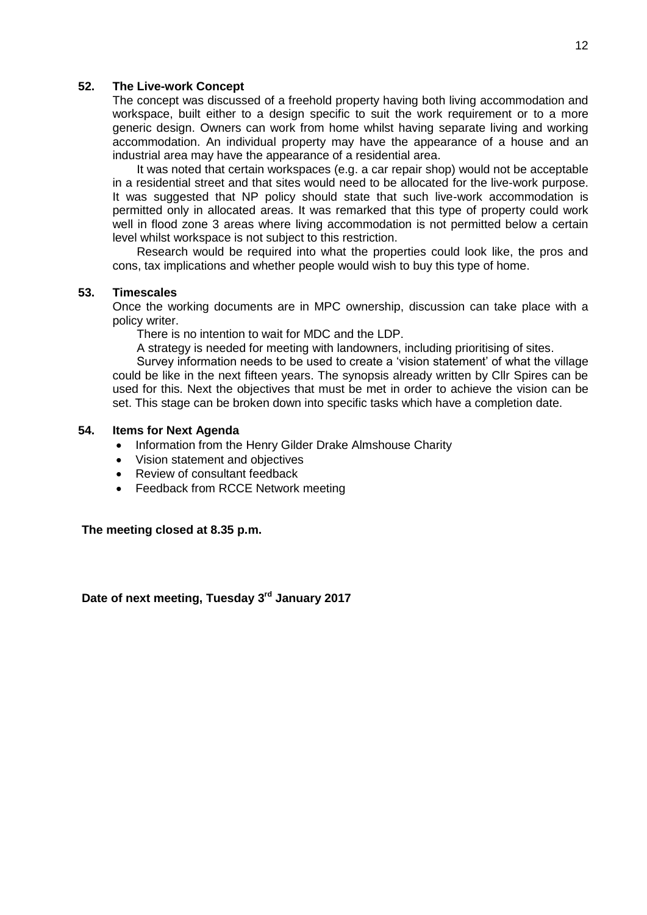## 52. The Live-work Concept

The concept was discussed of a freehold property having both living accommodation and workspace, built either to a design specific to suit the work requirement or to a more generic design. Owners can work from home whilst having separate living and working accommodation. An individual property may have the appearance of a house and an industrial area may have the appearance of a residential area.

It was noted that certain workspaces (e.g. a car repair shop) would not be acceptable in a residential street and that sites would need to be allocated for the live-work purpose. It was suggested that NP policy should state that such live-work accommodation is permitted only in allocated areas. It was remarked that this type of property could work well in flood zone 3 areas where living accommodation is not permitted below a certain level whilst workspace is not subject to this restriction.

Research would be required into what the properties could look like, the pros and cons, tax implications and whether people would wish to buy this type of home.

## 53. Timescales

Once the working documents are in MPC ownership, discussion can take place with a policy writer.

There is no intention to wait for MDC and the LDP.

A strategy is needed for meeting with landowners, including prioritising of sites.

Survey information needs to be used to create a 'vision statement' of what the village could be like in the next fifteen years. The synopsis already written by Cllr Spires can be used for this. Next the objectives that must be met in order to achieve the vision can be set. This stage can be broken down into specific tasks which have a completion date.

## 54. Items for Next Agenda

- Information from the Henry Gilder Drake Almshouse Charity
- Vision statement and objectives
- Review of consultant feedback
- Feedback from RCCE Network meeting

**The meeting closed at 8.35 p.m.**

**Date of next meeting, Tuesday 3rd January 2017**